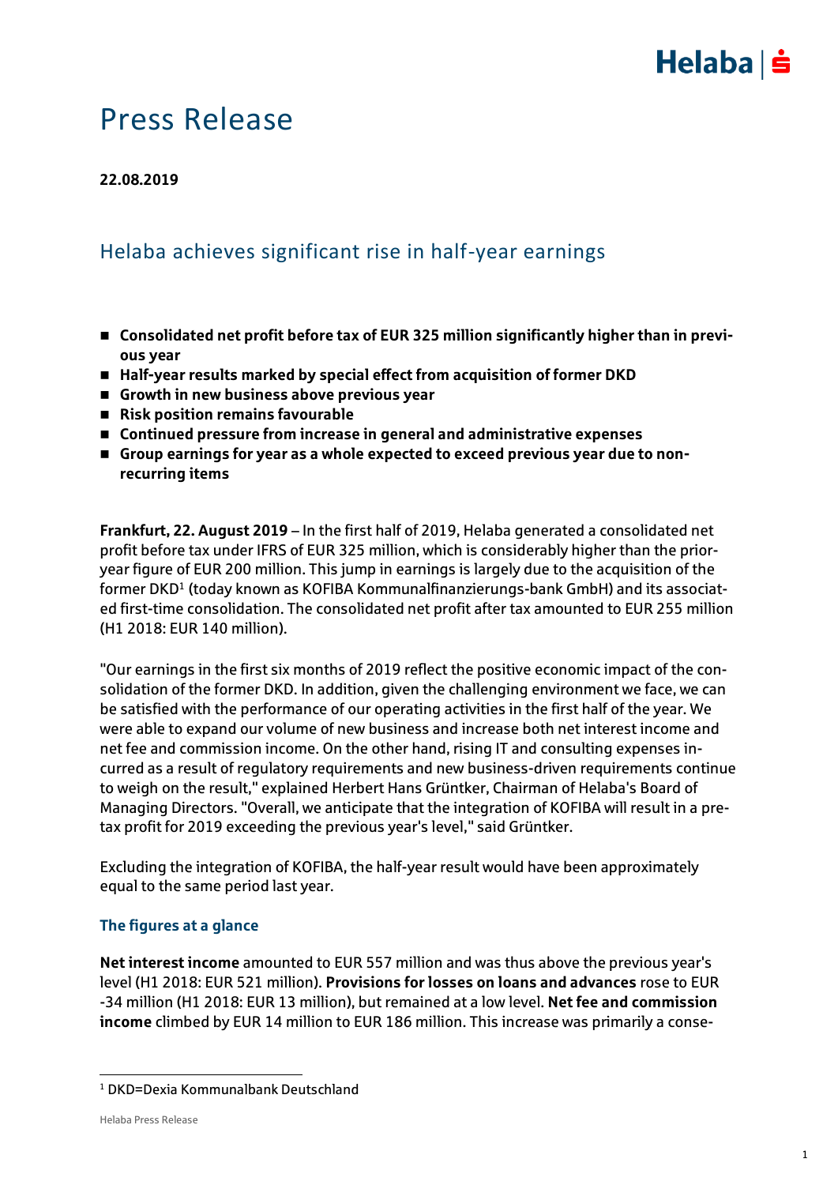# Press Release

**22.08.2019**

## Helaba achieves significant rise in half-year earnings

- **Consolidated net profit before tax of EUR 325 million significantly higher than in previous year**
- **Half-year results marked by special effect from acquisition of former DKD**
- **Growth in new business above previous year**
- **Risk position remains favourable**
- **Continued pressure from increase in general and administrative expenses**
- **Group earnings for year as a whole expected to exceed previous year due to non-recurring items**

**Frankfurt, 22. August 2019** – In the first half of 2019, Helaba generated a consolidated net profit before tax under IFRS of EUR 325 million, which is considerably higher than the prior-year figure of EUR 200 million. This jump in earnings is largely due to the acquisition of the former DKD[1] (today known as KOFIBA Kommunalfinanzierungs-bank GmbH) and its associated first-time consolidation. The consolidated net profit after tax amounted to EUR 255 million (H1 2018: EUR 140 million).

"Our earnings in the first six months of 2019 reflect the positive economic impact of the consolidation of the former DKD. In addition, given the challenging environment we face, we can be satisfied with the performance of our operating activities in the first half of the year. We were able to expand our volume of new business and increase both net interest income and net fee and commission income. On the other hand, rising IT and consulting expenses incurred as a result of regulatory requirements and new business-driven requirements continue to weigh on the result," explained Herbert Hans Grüntker, Chairman of Helaba's Board of Managing Directors. "Overall, we anticipate that the integration of KOFIBA will result in a pre-tax profit for 2019 exceeding the previous year's level," said Grüntker.

Excluding the integration of KOFIBA, the half-year result would have been approximately equal to the same period last year.

### The figures at a glance

**Net interest income** amounted to EUR 557 million and was thus above the previous year's level (H1 2018: EUR 521 million). **Provisions for losses on loans and advances** rose to EUR -34 million (H1 2018: EUR 13 million), but remained at a low level. **Net fee and commission income** climbed by EUR 14 million to EUR 186 million. This increase was primarily a conse-

[1] DKD=Dexia Kommunalbank Deutschland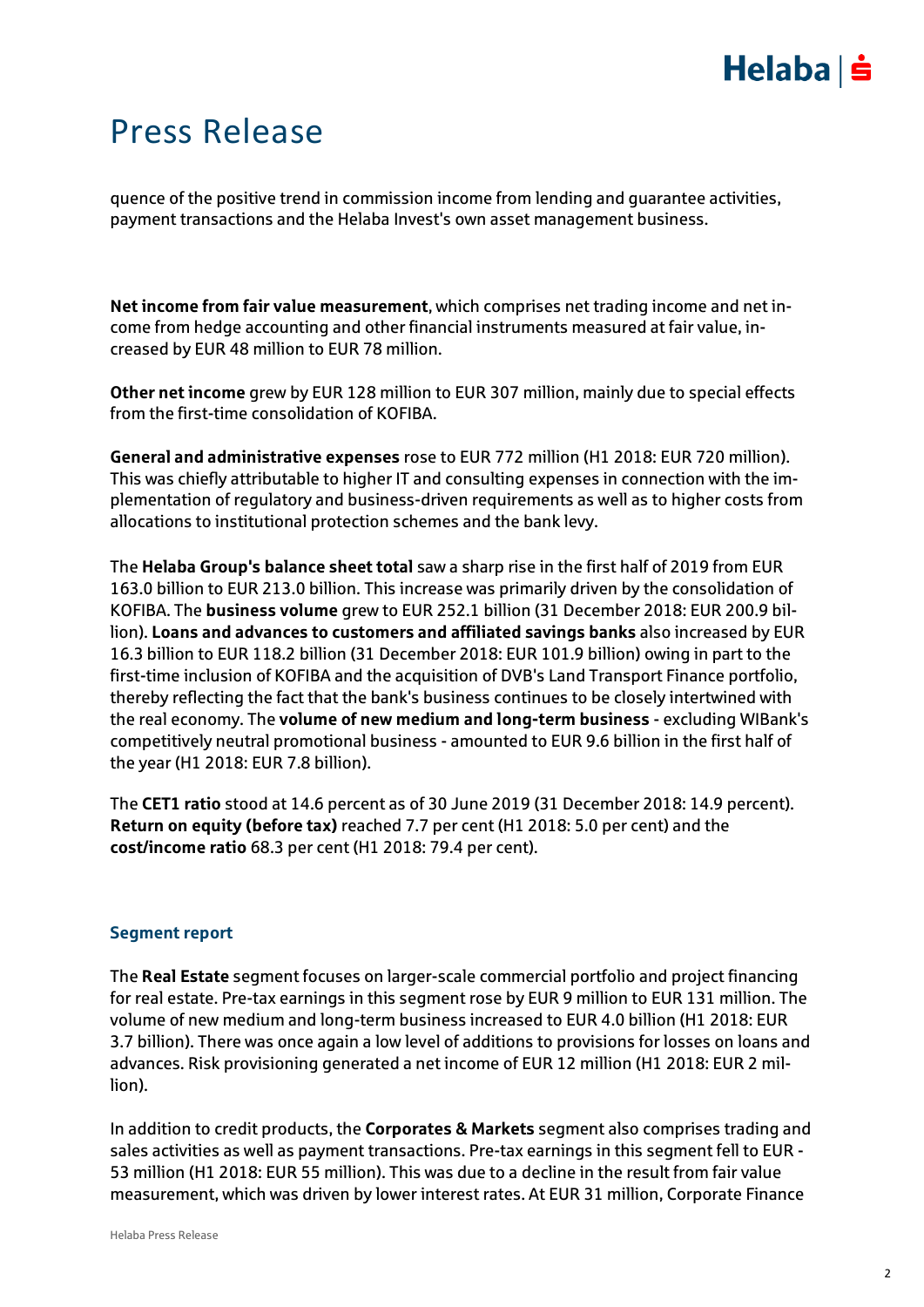quence of the positive trend in commission income from lending and guarantee activities, payment transactions and the Helaba Invest's own asset management business.

**Net income from fair value measurement**, which comprises net trading income and net income from hedge accounting and other financial instruments measured at fair value, increased by EUR 48 million to EUR 78 million.

**Other net income** grew by EUR 128 million to EUR 307 million, mainly due to special effects from the first-time consolidation of KOFIBA.

**General and administrative expenses** rose to EUR 772 million (H1 2018: EUR 720 million). This was chiefly attributable to higher IT and consulting expenses in connection with the implementation of regulatory and business-driven requirements as well as to higher costs from allocations to institutional protection schemes and the bank levy.

The **Helaba Group's balance sheet total** saw a sharp rise in the first half of 2019 from EUR 163.0 billion to EUR 213.0 billion. This increase was primarily driven by the consolidation of KOFIBA. The **business volume** grew to EUR 252.1 billion (31 December 2018: EUR 200.9 billion). **Loans and advances to customers and affiliated savings banks** also increased by EUR 16.3 billion to EUR 118.2 billion (31 December 2018: EUR 101.9 billion) owing in part to the first-time inclusion of KOFIBA and the acquisition of DVB's Land Transport Finance portfolio, thereby reflecting the fact that the bank's business continues to be closely intertwined with the real economy. The **volume of new medium and long-term business** - excluding WIBank's competitively neutral promotional business - amounted to EUR 9.6 billion in the first half of the year (H1 2018: EUR 7.8 billion).

The **CET1 ratio** stood at 14.6 percent as of 30 June 2019 (31 December 2018: 14.9 percent). **Return on equity (before tax)** reached 7.7 per cent (H1 2018: 5.0 per cent) and the **cost/income ratio** 68.3 per cent (H1 2018: 79.4 per cent).

## Segment report

The **Real Estate** segment focuses on larger-scale commercial portfolio and project financing for real estate. Pre-tax earnings in this segment rose by EUR 9 million to EUR 131 million. The volume of new medium and long-term business increased to EUR 4.0 billion (H1 2018: EUR 3.7 billion). There was once again a low level of additions to provisions for losses on loans and advances. Risk provisioning generated a net income of EUR 12 million (H1 2018: EUR 2 million).

In addition to credit products, the **Corporates & Markets** segment also comprises trading and sales activities as well as payment transactions. Pre-tax earnings in this segment fell to EUR -53 million (H1 2018: EUR 55 million). This was due to a decline in the result from fair value measurement, which was driven by lower interest rates. At EUR 31 million, Corporate Finance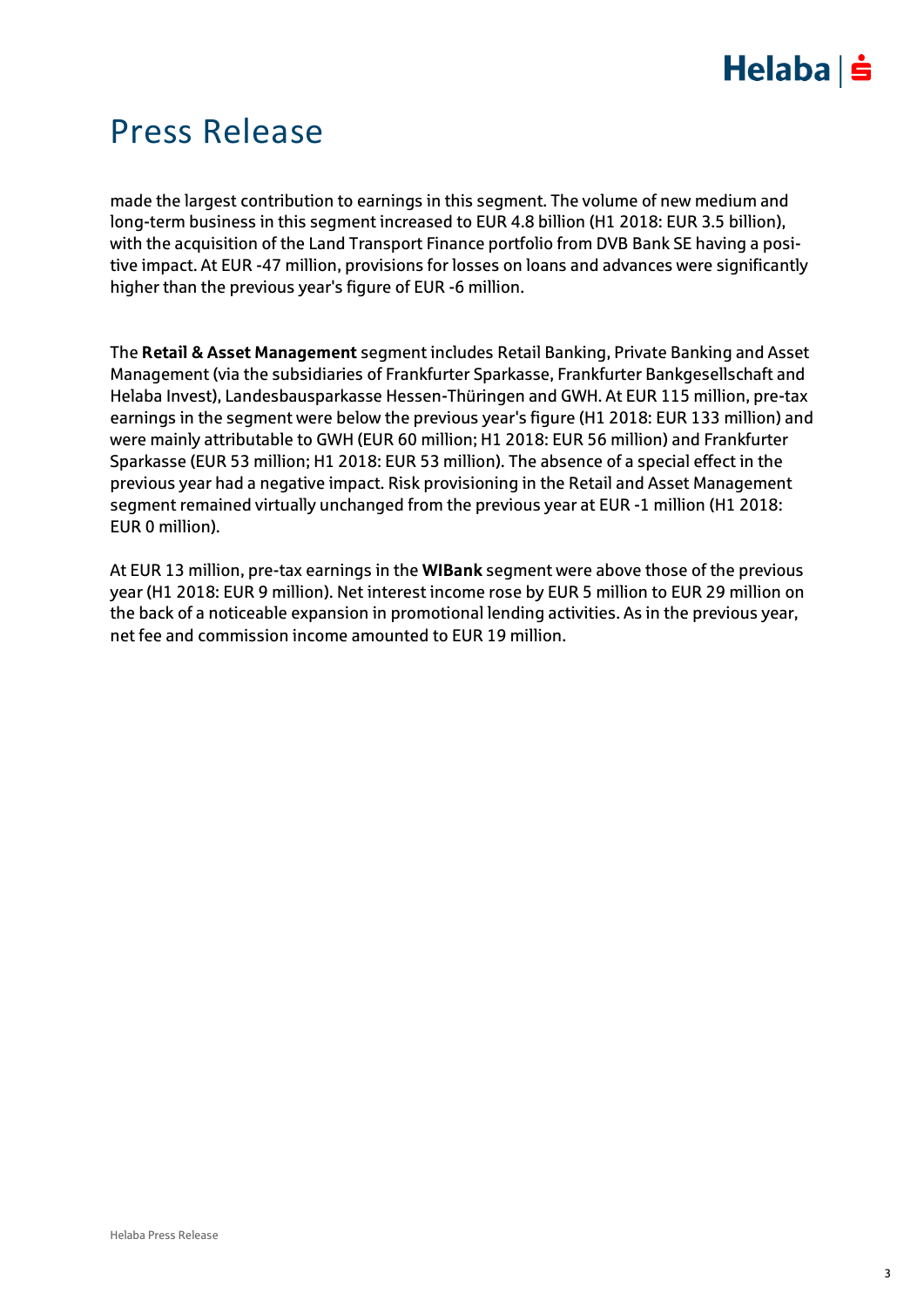# Press Release

made the largest contribution to earnings in this segment. The volume of new medium and long-term business in this segment increased to EUR 4.8 billion (H1 2018: EUR 3.5 billion), with the acquisition of the Land Transport Finance portfolio from DVB Bank SE having a positive impact. At EUR -47 million, provisions for losses on loans and advances were significantly higher than the previous year's figure of EUR -6 million.

The **Retail & Asset Management** segment includes Retail Banking, Private Banking and Asset Management (via the subsidiaries of Frankfurter Sparkasse, Frankfurter Bankgesellschaft and Helaba Invest), Landesbausparkasse Hessen-Thüringen and GWH. At EUR 115 million, pre-tax earnings in the segment were below the previous year's figure (H1 2018: EUR 133 million) and were mainly attributable to GWH (EUR 60 million; H1 2018: EUR 56 million) and Frankfurter Sparkasse (EUR 53 million; H1 2018: EUR 53 million). The absence of a special effect in the previous year had a negative impact. Risk provisioning in the Retail and Asset Management segment remained virtually unchanged from the previous year at EUR -1 million (H1 2018: EUR 0 million).

At EUR 13 million, pre-tax earnings in the **WIBank** segment were above those of the previous year (H1 2018: EUR 9 million). Net interest income rose by EUR 5 million to EUR 29 million on the back of a noticeable expansion in promotional lending activities. As in the previous year, net fee and commission income amounted to EUR 19 million.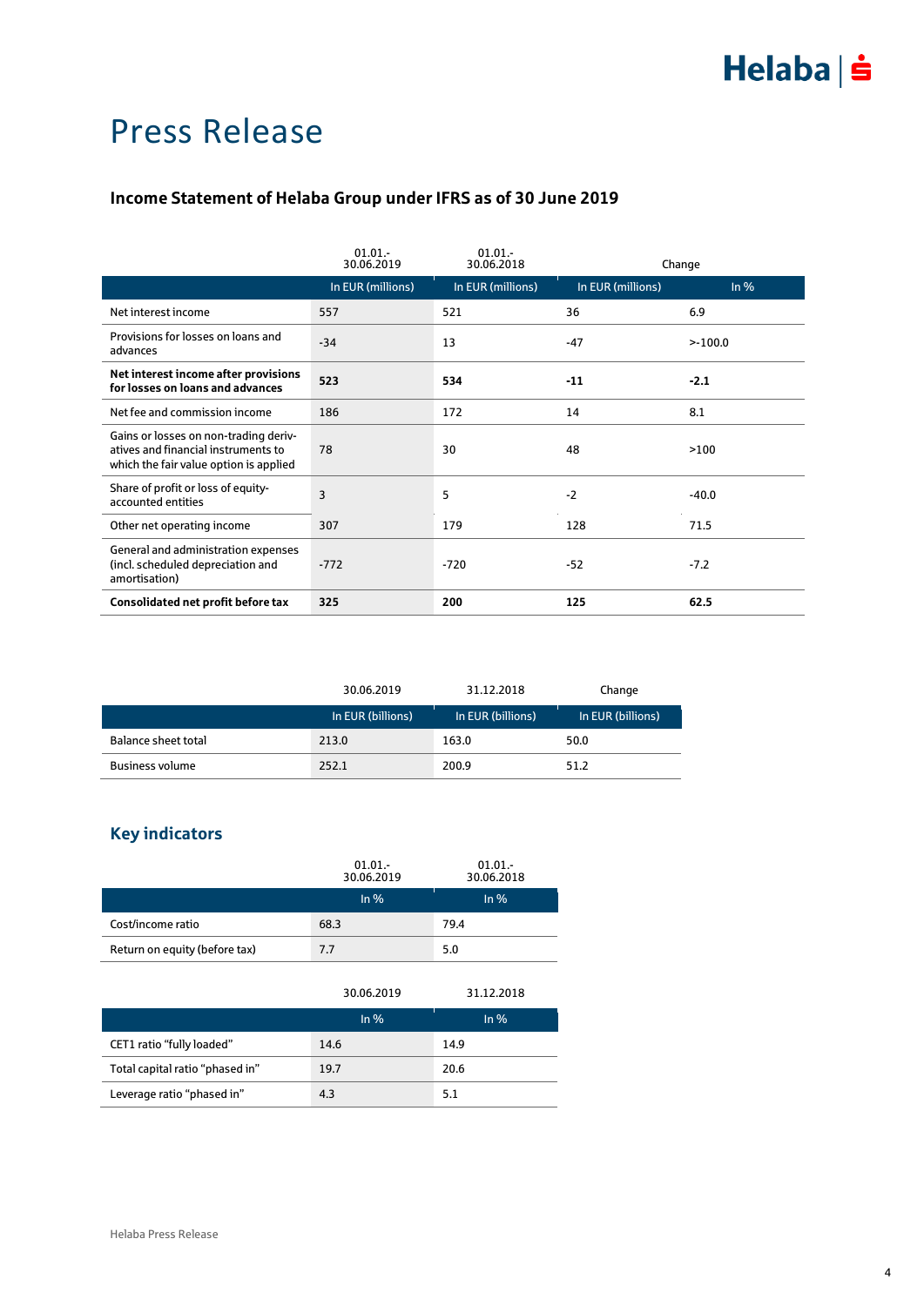# Press Release

## Income Statement of Helaba Group under IFRS as of 30 June 2019

| | 01.01.-30.06.2019 | 01.01.-30.06.2018 | Change | |
|---|---|---|---|---|
| | In EUR (millions) | In EUR (millions) | In EUR (millions) | In % |
| Net interest income | 557 | 521 | 36 | 6.9 |
| Provisions for losses on loans and advances | -34 | 13 | -47 | >-100.0 |
| **Net interest income after provisions for losses on loans and advances** | **523** | **534** | **-11** | **-2.1** |
| Net fee and commission income | 186 | 172 | 14 | 8.1 |
| Gains or losses on non-trading derivatives and financial instruments to which the fair value option is applied | 78 | 30 | 48 | >100 |
| Share of profit or loss of equity-accounted entities | 3 | 5 | -2 | -40.0 |
| Other net operating income | 307 | 179 | 128 | 71.5 |
| General and administration expenses (incl. scheduled depreciation and amortisation) | -772 | -720 | -52 | -7.2 |
| **Consolidated net profit before tax** | **325** | **200** | **125** | **62.5** |

| | 30.06.2019 | 31.12.2018 | Change |
|---|---|---|---|
| | In EUR (billions) | In EUR (billions) | In EUR (billions) |
| Balance sheet total | 213.0 | 163.0 | 50.0 |
| Business volume | 252.1 | 200.9 | 51.2 |

## Key indicators

| | 01.01.-30.06.2019 | 01.01.-30.06.2018 |
|---|---|---|
| | In % | In % |
| Cost/income ratio | 68.3 | 79.4 |
| Return on equity (before tax) | 7.7 | 5.0 |

| | 30.06.2019 | 31.12.2018 |
|---|---|---|
| | In % | In % |
| CET1 ratio “fully loaded” | 14.6 | 14.9 |
| Total capital ratio “phased in” | 19.7 | 20.6 |
| Leverage ratio “phased in” | 4.3 | 5.1 |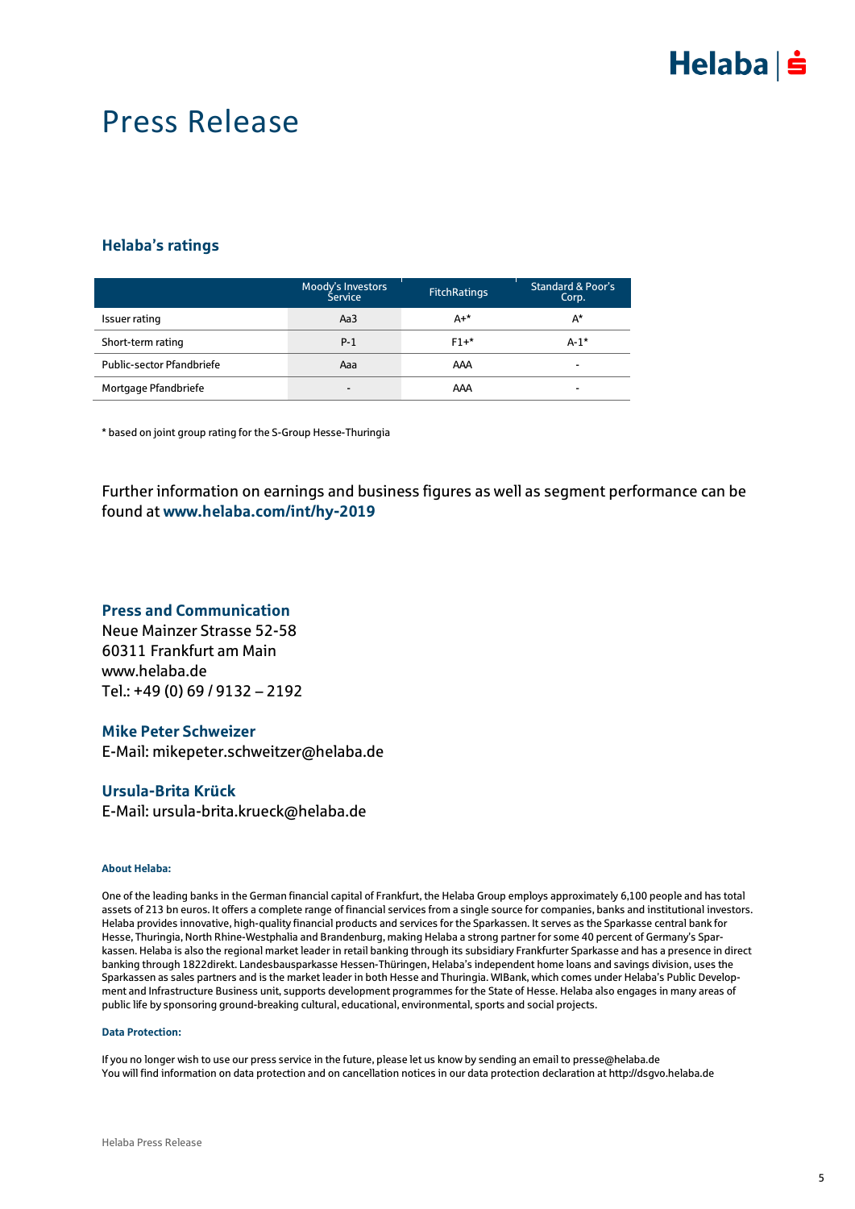# Press Release

## Helaba's ratings

| | Moody's Investors Service | FitchRatings | Standard & Poor's Corp. |
|---|---|---|---|
| Issuer rating | Aa3 | A+* | A* |
| Short-term rating | P-1 | F1+* | A-1* |
| Public-sector Pfandbriefe | Aaa | AAA | - |
| Mortgage Pfandbriefe | - | AAA | - |

* based on joint group rating for the S-Group Hesse-Thuringia

Further information on earnings and business figures as well as segment performance can be found at **www.helaba.com/int/hy-2019**

### Press and Communication

Neue Mainzer Strasse 52-58
60311 Frankfurt am Main
www.helaba.de
Tel.: +49 (0) 69 / 9132 – 2192

### Mike Peter Schweizer

E-Mail: mikepeter.schweitzer@helaba.de

### Ursula-Brita Krück

E-Mail: ursula-brita.krueck@helaba.de

**About Helaba:**

One of the leading banks in the German financial capital of Frankfurt, the Helaba Group employs approximately 6,100 people and has total assets of 213 bn euros. It offers a complete range of financial services from a single source for companies, banks and institutional investors. Helaba provides innovative, high-quality financial products and services for the Sparkassen. It serves as the Sparkasse central bank for Hesse, Thuringia, North Rhine-Westphalia and Brandenburg, making Helaba a strong partner for some 40 percent of Germany's Sparkassen. Helaba is also the regional market leader in retail banking through its subsidiary Frankfurter Sparkasse and has a presence in direct banking through 1822direkt. Landesbausparkasse Hessen-Thüringen, Helaba's independent home loans and savings division, uses the Sparkassen as sales partners and is the market leader in both Hesse and Thuringia. WIBank, which comes under Helaba's Public Development and Infrastructure Business unit, supports development programmes for the State of Hesse. Helaba also engages in many areas of public life by sponsoring ground-breaking cultural, educational, environmental, sports and social projects.

**Data Protection:**

If you no longer wish to use our press service in the future, please let us know by sending an email to presse@helaba.de
You will find information on data protection and on cancellation notices in our data protection declaration at http://dsgvo.helaba.de